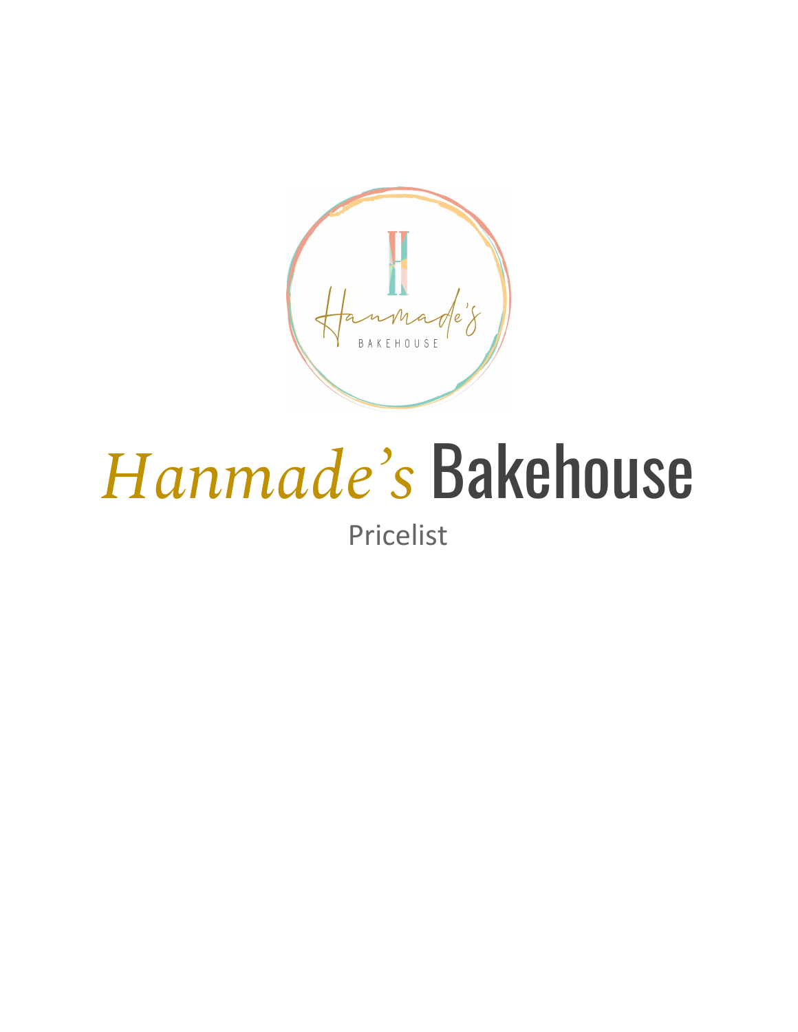# *Hanmade's* Bakehouse

Pricelist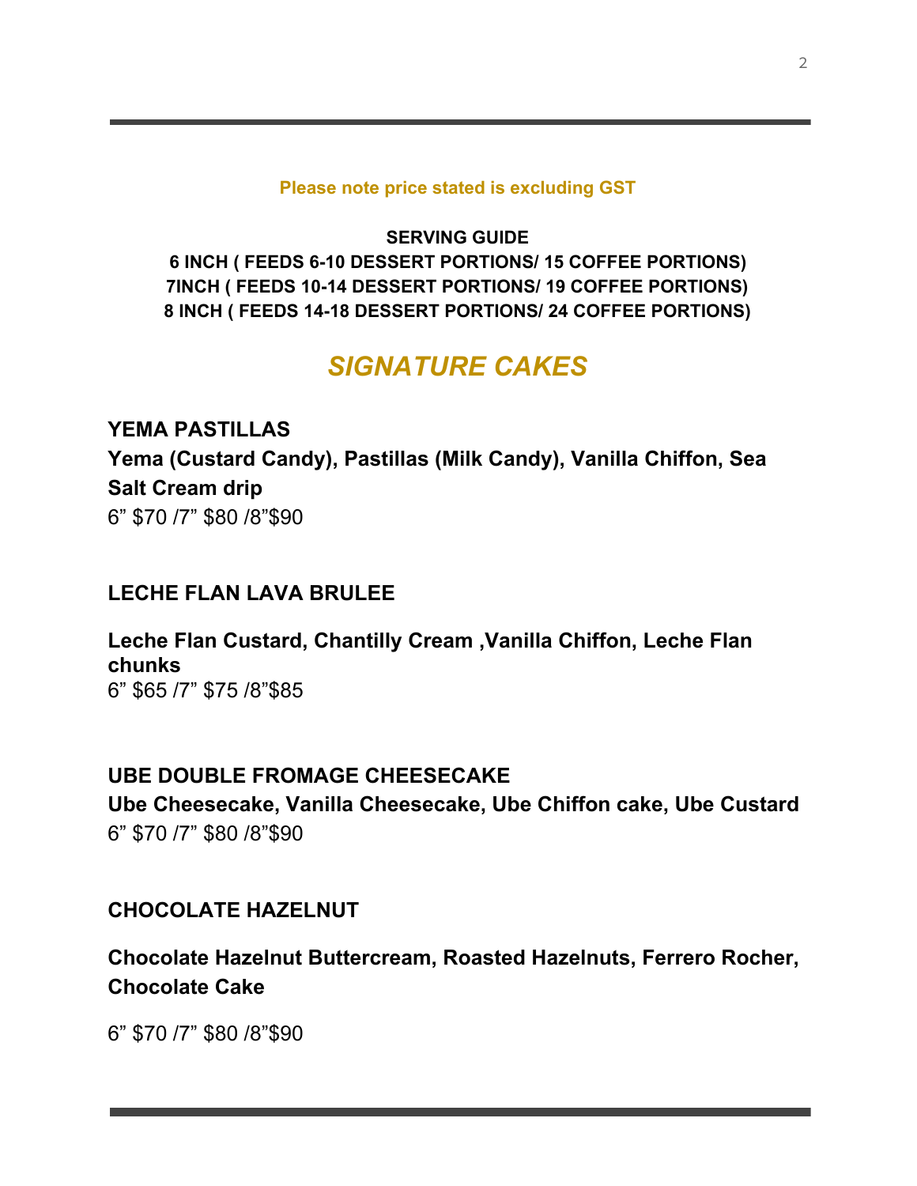**Please note price stated is excluding GST**

**SERVING GUIDE**
**6 INCH ( FEEDS 6-10 DESSERT PORTIONS/ 15 COFFEE PORTIONS)**
**7INCH ( FEEDS 10-14 DESSERT PORTIONS/ 19 COFFEE PORTIONS)**
**8 INCH ( FEEDS 14-18 DESSERT PORTIONS/ 24 COFFEE PORTIONS)**

# *SIGNATURE CAKES*

**YEMA PASTILLAS**
**Yema (Custard Candy), Pastillas (Milk Candy), Vanilla Chiffon, Sea Salt Cream drip**
6" $70 /7" $80 /8"$90

**LECHE FLAN LAVA BRULEE**

**Leche Flan Custard, Chantilly Cream ,Vanilla Chiffon, Leche Flan chunks**
6" $65 /7" $75 /8"$85

**UBE DOUBLE FROMAGE CHEESECAKE**
**Ube Cheesecake, Vanilla Cheesecake, Ube Chiffon cake, Ube Custard**
6" $70 /7" $80 /8"$90

**CHOCOLATE HAZELNUT**

**Chocolate Hazelnut Buttercream, Roasted Hazelnuts, Ferrero Rocher, Chocolate Cake**

6" $70 /7" $80 /8"$90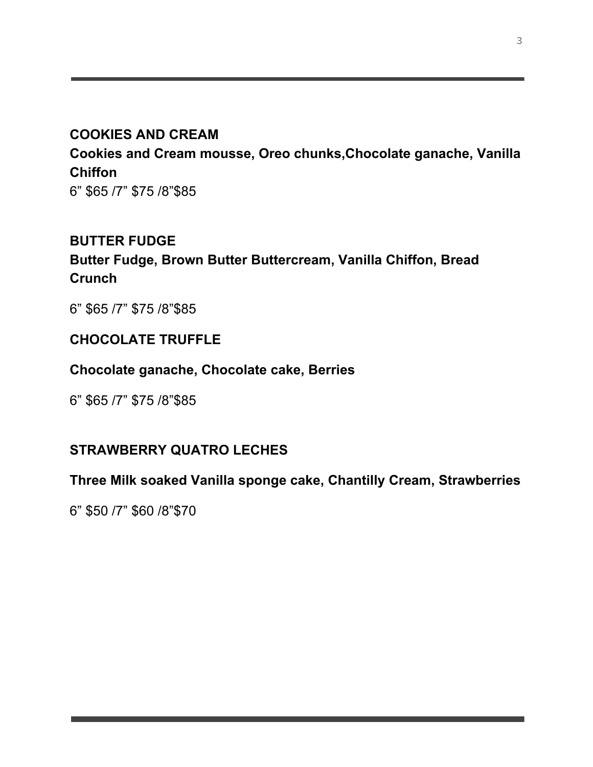**COOKIES AND CREAM**

**Cookies and Cream mousse, Oreo chunks,Chocolate ganache, Vanilla Chiffon**

6” $65 /7” $75 /8”$85

**BUTTER FUDGE**

**Butter Fudge, Brown Butter Buttercream, Vanilla Chiffon, Bread Crunch**

6” $65 /7” $75 /8”$85

**CHOCOLATE TRUFFLE**

**Chocolate ganache, Chocolate cake, Berries**

6” $65 /7” $75 /8”$85

**STRAWBERRY QUATRO LECHES**

**Three Milk soaked Vanilla sponge cake, Chantilly Cream, Strawberries**

6” $50 /7” $60 /8”$70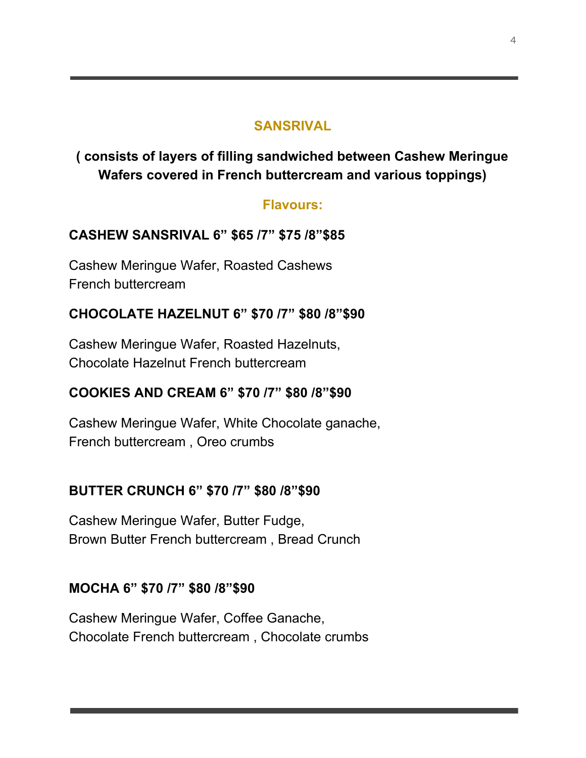## SANSRIVAL

**( consists of layers of filling sandwiched between Cashew Meringue Wafers covered in French buttercream and various toppings)**

### Flavours:

**CASHEW SANSRIVAL 6” $65 /7” $75 /8”$85**

Cashew Meringue Wafer, Roasted Cashews
French buttercream

**CHOCOLATE HAZELNUT 6” $70 /7” $80 /8”$90**

Cashew Meringue Wafer, Roasted Hazelnuts,
Chocolate Hazelnut French buttercream

**COOKIES AND CREAM 6” $70 /7” $80 /8”$90**

Cashew Meringue Wafer, White Chocolate ganache,
French buttercream , Oreo crumbs

**BUTTER CRUNCH 6” $70 /7” $80 /8”$90**

Cashew Meringue Wafer, Butter Fudge,
Brown Butter French buttercream , Bread Crunch

**MOCHA 6” $70 /7” $80 /8”$90**

Cashew Meringue Wafer, Coffee Ganache,
Chocolate French buttercream , Chocolate crumbs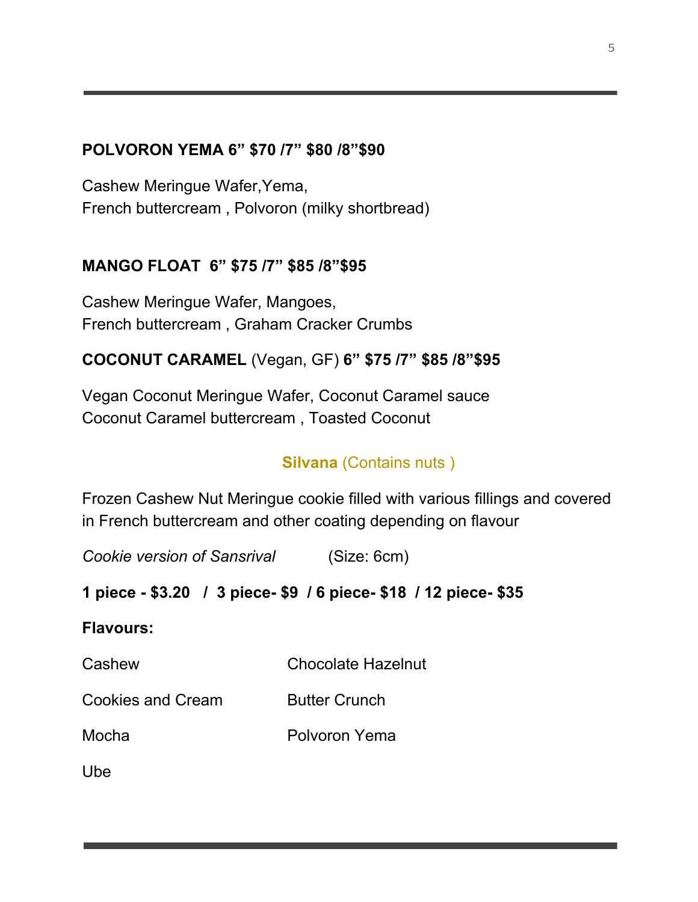**POLVORON YEMA 6” $70 /7” $80 /8”$90**

Cashew Meringue Wafer,Yema,
French buttercream , Polvoron (milky shortbread)

**MANGO FLOAT  6” $75 /7” $85 /8”$95**

Cashew Meringue Wafer, Mangoes,
French buttercream , Graham Cracker Crumbs

**COCONUT CARAMEL** (Vegan, GF) **6” $75 /7” $85 /8”$95**

Vegan Coconut Meringue Wafer, Coconut Caramel sauce
Coconut Caramel buttercream , Toasted Coconut

## **Silvana** (Contains nuts )

Frozen Cashew Nut Meringue cookie filled with various fillings and covered in French buttercream and other coating depending on flavour

*Cookie version of Sansrival*  (Size: 6cm)

**1 piece - $3.20  /  3 piece- $9  / 6 piece- $18  / 12 piece- $35**

**Flavours:**

Cashew
Cookies and Cream
Mocha
Ube
Chocolate Hazelnut
Butter Crunch
Polvoron Yema